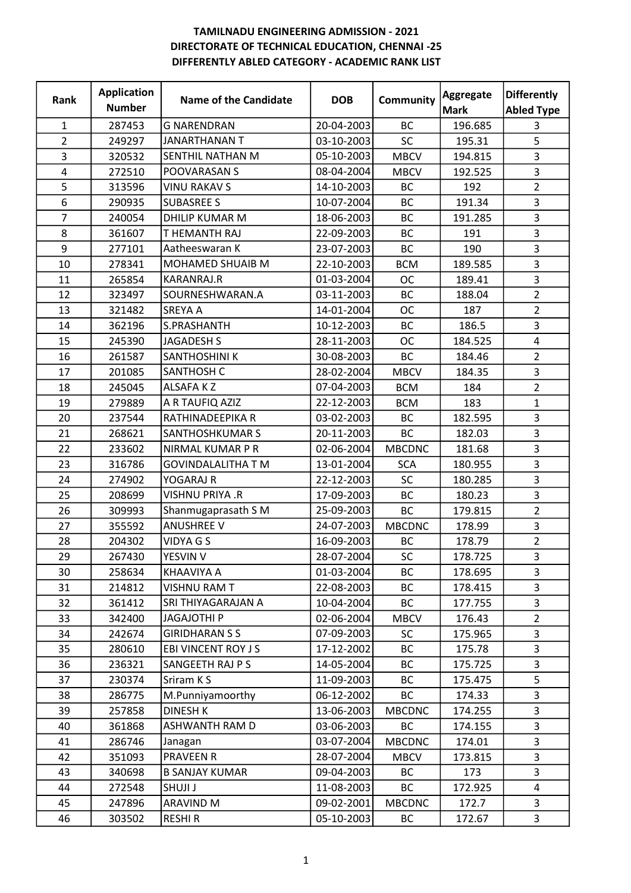**TAMILNADU ENGINEERING ADMISSION - 2021**
**DIRECTORATE OF TECHNICAL EDUCATION, CHENNAI -25**
**DIFFERENTLY ABLED CATEGORY - ACADEMIC RANK LIST**

| Rank | Application Number | Name of the Candidate | DOB | Community | Aggregate Mark | Differently Abled Type |
|---|---|---|---|---|---|---|
| 1 | 287453 | G NARENDRAN | 20-04-2003 | BC | 196.685 | 3 |
| 2 | 249297 | JANARTHANAN T | 03-10-2003 | SC | 195.31 | 5 |
| 3 | 320532 | SENTHIL NATHAN M | 05-10-2003 | MBCV | 194.815 | 3 |
| 4 | 272510 | POOVARASAN S | 08-04-2004 | MBCV | 192.525 | 3 |
| 5 | 313596 | VINU RAKAV S | 14-10-2003 | BC | 192 | 2 |
| 6 | 290935 | SUBASREE S | 10-07-2004 | BC | 191.34 | 3 |
| 7 | 240054 | DHILIP KUMAR M | 18-06-2003 | BC | 191.285 | 3 |
| 8 | 361607 | T HEMANTH RAJ | 22-09-2003 | BC | 191 | 3 |
| 9 | 277101 | Aatheeswaran K | 23-07-2003 | BC | 190 | 3 |
| 10 | 278341 | MOHAMED SHUAIB M | 22-10-2003 | BCM | 189.585 | 3 |
| 11 | 265854 | KARANRAJ.R | 01-03-2004 | OC | 189.41 | 3 |
| 12 | 323497 | SOURNESHWARAN.A | 03-11-2003 | BC | 188.04 | 2 |
| 13 | 321482 | SREYA A | 14-01-2004 | OC | 187 | 2 |
| 14 | 362196 | S.PRASHANTH | 10-12-2003 | BC | 186.5 | 3 |
| 15 | 245390 | JAGADESH S | 28-11-2003 | OC | 184.525 | 4 |
| 16 | 261587 | SANTHOSHINI K | 30-08-2003 | BC | 184.46 | 2 |
| 17 | 201085 | SANTHOSH C | 28-02-2004 | MBCV | 184.35 | 3 |
| 18 | 245045 | ALSAFA K Z | 07-04-2003 | BCM | 184 | 2 |
| 19 | 279889 | A R TAUFIQ AZIZ | 22-12-2003 | BCM | 183 | 1 |
| 20 | 237544 | RATHINADEEPIKA R | 03-02-2003 | BC | 182.595 | 3 |
| 21 | 268621 | SANTHOSHKUMAR S | 20-11-2003 | BC | 182.03 | 3 |
| 22 | 233602 | NIRMAL KUMAR P R | 02-06-2004 | MBCDNC | 181.68 | 3 |
| 23 | 316786 | GOVINDALALITHA T M | 13-01-2004 | SCA | 180.955 | 3 |
| 24 | 274902 | YOGARAJ R | 22-12-2003 | SC | 180.285 | 3 |
| 25 | 208699 | VISHNU PRIYA .R | 17-09-2003 | BC | 180.23 | 3 |
| 26 | 309993 | Shanmugaprasath S M | 25-09-2003 | BC | 179.815 | 2 |
| 27 | 355592 | ANUSHREE V | 24-07-2003 | MBCDNC | 178.99 | 3 |
| 28 | 204302 | VIDYA G S | 16-09-2003 | BC | 178.79 | 2 |
| 29 | 267430 | YESVIN V | 28-07-2004 | SC | 178.725 | 3 |
| 30 | 258634 | KHAAVIYA A | 01-03-2004 | BC | 178.695 | 3 |
| 31 | 214812 | VISHNU RAM T | 22-08-2003 | BC | 178.415 | 3 |
| 32 | 361412 | SRI THIYAGARAJAN A | 10-04-2004 | BC | 177.755 | 3 |
| 33 | 342400 | JAGAJOTHI P | 02-06-2004 | MBCV | 176.43 | 2 |
| 34 | 242674 | GIRIDHARAN S S | 07-09-2003 | SC | 175.965 | 3 |
| 35 | 280610 | EBI VINCENT ROY J S | 17-12-2002 | BC | 175.78 | 3 |
| 36 | 236321 | SANGEETH RAJ P S | 14-05-2004 | BC | 175.725 | 3 |
| 37 | 230374 | Sriram K S | 11-09-2003 | BC | 175.475 | 5 |
| 38 | 286775 | M.Punniyamoorthy | 06-12-2002 | BC | 174.33 | 3 |
| 39 | 257858 | DINESH K | 13-06-2003 | MBCDNC | 174.255 | 3 |
| 40 | 361868 | ASHWANTH RAM D | 03-06-2003 | BC | 174.155 | 3 |
| 41 | 286746 | Janagan | 03-07-2004 | MBCDNC | 174.01 | 3 |
| 42 | 351093 | PRAVEEN R | 28-07-2004 | MBCV | 173.815 | 3 |
| 43 | 340698 | B SANJAY KUMAR | 09-04-2003 | BC | 173 | 3 |
| 44 | 272548 | SHUJI J | 11-08-2003 | BC | 172.925 | 4 |
| 45 | 247896 | ARAVIND M | 09-02-2001 | MBCDNC | 172.7 | 3 |
| 46 | 303502 | RESHI R | 05-10-2003 | BC | 172.67 | 3 |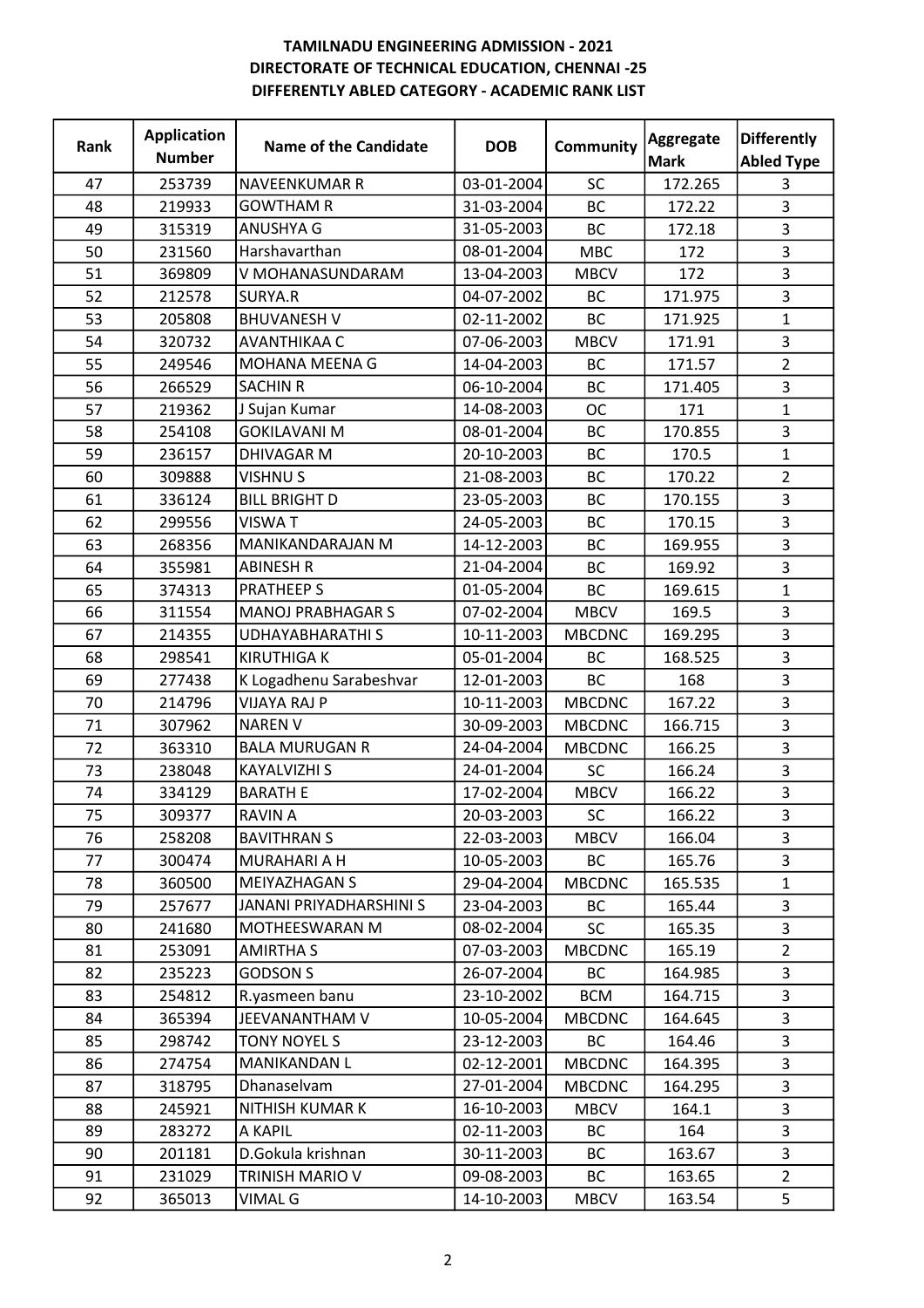**TAMILNADU ENGINEERING ADMISSION - 2021**
**DIRECTORATE OF TECHNICAL EDUCATION, CHENNAI -25**
**DIFFERENTLY ABLED CATEGORY - ACADEMIC RANK LIST**

| Rank | Application Number | Name of the Candidate | DOB | Community | Aggregate Mark | Differently Abled Type |
|---|---|---|---|---|---|---|
| 47 | 253739 | NAVEENKUMAR R | 03-01-2004 | SC | 172.265 | 3 |
| 48 | 219933 | GOWTHAM R | 31-03-2004 | BC | 172.22 | 3 |
| 49 | 315319 | ANUSHYA G | 31-05-2003 | BC | 172.18 | 3 |
| 50 | 231560 | Harshavarthan | 08-01-2004 | MBC | 172 | 3 |
| 51 | 369809 | V MOHANASUNDARAM | 13-04-2003 | MBCV | 172 | 3 |
| 52 | 212578 | SURYA.R | 04-07-2002 | BC | 171.975 | 3 |
| 53 | 205808 | BHUVANESH V | 02-11-2002 | BC | 171.925 | 1 |
| 54 | 320732 | AVANTHIKAA C | 07-06-2003 | MBCV | 171.91 | 3 |
| 55 | 249546 | MOHANA MEENA G | 14-04-2003 | BC | 171.57 | 2 |
| 56 | 266529 | SACHIN R | 06-10-2004 | BC | 171.405 | 3 |
| 57 | 219362 | J Sujan Kumar | 14-08-2003 | OC | 171 | 1 |
| 58 | 254108 | GOKILAVANI M | 08-01-2004 | BC | 170.855 | 3 |
| 59 | 236157 | DHIVAGAR M | 20-10-2003 | BC | 170.5 | 1 |
| 60 | 309888 | VISHNU S | 21-08-2003 | BC | 170.22 | 2 |
| 61 | 336124 | BILL BRIGHT D | 23-05-2003 | BC | 170.155 | 3 |
| 62 | 299556 | VISWA T | 24-05-2003 | BC | 170.15 | 3 |
| 63 | 268356 | MANIKANDARAJAN M | 14-12-2003 | BC | 169.955 | 3 |
| 64 | 355981 | ABINESH R | 21-04-2004 | BC | 169.92 | 3 |
| 65 | 374313 | PRATHEEP S | 01-05-2004 | BC | 169.615 | 1 |
| 66 | 311554 | MANOJ PRABHAGAR S | 07-02-2004 | MBCV | 169.5 | 3 |
| 67 | 214355 | UDHAYABHARATHI S | 10-11-2003 | MBCDNC | 169.295 | 3 |
| 68 | 298541 | KIRUTHIGA K | 05-01-2004 | BC | 168.525 | 3 |
| 69 | 277438 | K Logadhenu Sarabeshvar | 12-01-2003 | BC | 168 | 3 |
| 70 | 214796 | VIJAYA RAJ P | 10-11-2003 | MBCDNC | 167.22 | 3 |
| 71 | 307962 | NAREN V | 30-09-2003 | MBCDNC | 166.715 | 3 |
| 72 | 363310 | BALA MURUGAN R | 24-04-2004 | MBCDNC | 166.25 | 3 |
| 73 | 238048 | KAYALVIZHI S | 24-01-2004 | SC | 166.24 | 3 |
| 74 | 334129 | BARATH E | 17-02-2004 | MBCV | 166.22 | 3 |
| 75 | 309377 | RAVIN A | 20-03-2003 | SC | 166.22 | 3 |
| 76 | 258208 | BAVITHRAN S | 22-03-2003 | MBCV | 166.04 | 3 |
| 77 | 300474 | MURAHARI A H | 10-05-2003 | BC | 165.76 | 3 |
| 78 | 360500 | MEIYAZHAGAN S | 29-04-2004 | MBCDNC | 165.535 | 1 |
| 79 | 257677 | JANANI PRIYADHARSHINI S | 23-04-2003 | BC | 165.44 | 3 |
| 80 | 241680 | MOTHEESWARAN M | 08-02-2004 | SC | 165.35 | 3 |
| 81 | 253091 | AMIRTHA S | 07-03-2003 | MBCDNC | 165.19 | 2 |
| 82 | 235223 | GODSON S | 26-07-2004 | BC | 164.985 | 3 |
| 83 | 254812 | R.yasmeen banu | 23-10-2002 | BCM | 164.715 | 3 |
| 84 | 365394 | JEEVANANTHAM V | 10-05-2004 | MBCDNC | 164.645 | 3 |
| 85 | 298742 | TONY NOYEL S | 23-12-2003 | BC | 164.46 | 3 |
| 86 | 274754 | MANIKANDAN L | 02-12-2001 | MBCDNC | 164.395 | 3 |
| 87 | 318795 | Dhanaselvam | 27-01-2004 | MBCDNC | 164.295 | 3 |
| 88 | 245921 | NITHISH KUMAR K | 16-10-2003 | MBCV | 164.1 | 3 |
| 89 | 283272 | A KAPIL | 02-11-2003 | BC | 164 | 3 |
| 90 | 201181 | D.Gokula krishnan | 30-11-2003 | BC | 163.67 | 3 |
| 91 | 231029 | TRINISH MARIO V | 09-08-2003 | BC | 163.65 | 2 |
| 92 | 365013 | VIMAL G | 14-10-2003 | MBCV | 163.54 | 5 |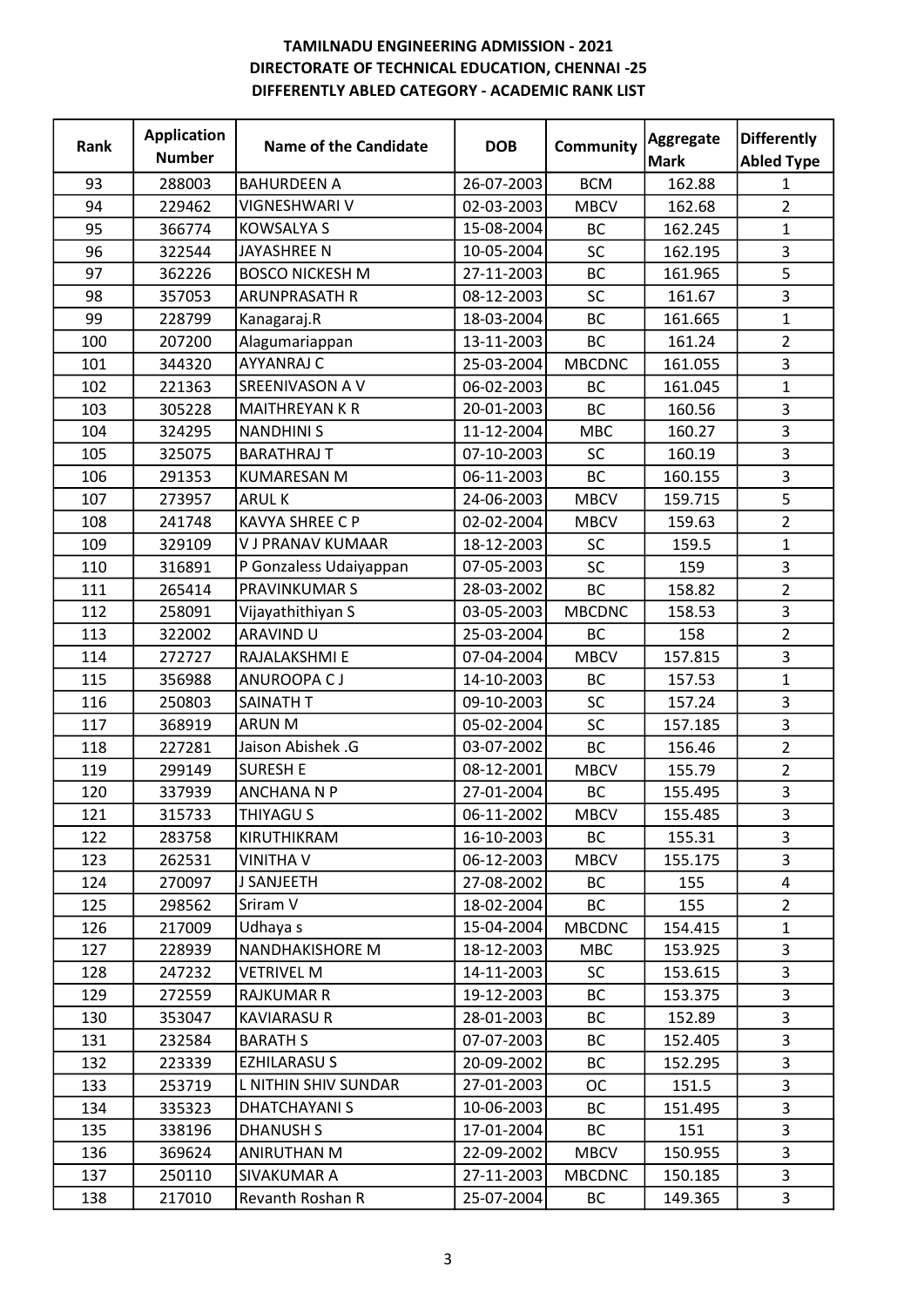**TAMILNADU ENGINEERING ADMISSION - 2021**
**DIRECTORATE OF TECHNICAL EDUCATION, CHENNAI -25**
**DIFFERENTLY ABLED CATEGORY - ACADEMIC RANK LIST**

| Rank | Application Number | Name of the Candidate | DOB | Community | Aggregate Mark | Differently Abled Type |
|---|---|---|---|---|---|---|
| 93 | 288003 | BAHURDEEN A | 26-07-2003 | BCM | 162.88 | 1 |
| 94 | 229462 | VIGNESHWARI V | 02-03-2003 | MBCV | 162.68 | 2 |
| 95 | 366774 | KOWSALYA S | 15-08-2004 | BC | 162.245 | 1 |
| 96 | 322544 | JAYASHREE N | 10-05-2004 | SC | 162.195 | 3 |
| 97 | 362226 | BOSCO NICKESH M | 27-11-2003 | BC | 161.965 | 5 |
| 98 | 357053 | ARUNPRASATH R | 08-12-2003 | SC | 161.67 | 3 |
| 99 | 228799 | Kanagaraj.R | 18-03-2004 | BC | 161.665 | 1 |
| 100 | 207200 | Alagumariappan | 13-11-2003 | BC | 161.24 | 2 |
| 101 | 344320 | AYYANRAJ C | 25-03-2004 | MBCDNC | 161.055 | 3 |
| 102 | 221363 | SREENIVASON A V | 06-02-2003 | BC | 161.045 | 1 |
| 103 | 305228 | MAITHREYAN K R | 20-01-2003 | BC | 160.56 | 3 |
| 104 | 324295 | NANDHINI S | 11-12-2004 | MBC | 160.27 | 3 |
| 105 | 325075 | BARATHRAJ T | 07-10-2003 | SC | 160.19 | 3 |
| 106 | 291353 | KUMARESAN M | 06-11-2003 | BC | 160.155 | 3 |
| 107 | 273957 | ARUL K | 24-06-2003 | MBCV | 159.715 | 5 |
| 108 | 241748 | KAVYA SHREE C P | 02-02-2004 | MBCV | 159.63 | 2 |
| 109 | 329109 | V J PRANAV KUMAAR | 18-12-2003 | SC | 159.5 | 1 |
| 110 | 316891 | P Gonzaless Udaiyappan | 07-05-2003 | SC | 159 | 3 |
| 111 | 265414 | PRAVINKUMAR S | 28-03-2002 | BC | 158.82 | 2 |
| 112 | 258091 | Vijayathithiyan S | 03-05-2003 | MBCDNC | 158.53 | 3 |
| 113 | 322002 | ARAVIND U | 25-03-2004 | BC | 158 | 2 |
| 114 | 272727 | RAJALAKSHMI E | 07-04-2004 | MBCV | 157.815 | 3 |
| 115 | 356988 | ANUROOPA C J | 14-10-2003 | BC | 157.53 | 1 |
| 116 | 250803 | SAINATH T | 09-10-2003 | SC | 157.24 | 3 |
| 117 | 368919 | ARUN M | 05-02-2004 | SC | 157.185 | 3 |
| 118 | 227281 | Jaison Abishek .G | 03-07-2002 | BC | 156.46 | 2 |
| 119 | 299149 | SURESH E | 08-12-2001 | MBCV | 155.79 | 2 |
| 120 | 337939 | ANCHANA N P | 27-01-2004 | BC | 155.495 | 3 |
| 121 | 315733 | THIYAGU S | 06-11-2002 | MBCV | 155.485 | 3 |
| 122 | 283758 | KIRUTHIKRAM | 16-10-2003 | BC | 155.31 | 3 |
| 123 | 262531 | VINITHA V | 06-12-2003 | MBCV | 155.175 | 3 |
| 124 | 270097 | J SANJEETH | 27-08-2002 | BC | 155 | 4 |
| 125 | 298562 | Sriram V | 18-02-2004 | BC | 155 | 2 |
| 126 | 217009 | Udhaya s | 15-04-2004 | MBCDNC | 154.415 | 1 |
| 127 | 228939 | NANDHAKISHORE M | 18-12-2003 | MBC | 153.925 | 3 |
| 128 | 247232 | VETRIVEL M | 14-11-2003 | SC | 153.615 | 3 |
| 129 | 272559 | RAJKUMAR R | 19-12-2003 | BC | 153.375 | 3 |
| 130 | 353047 | KAVIARASU R | 28-01-2003 | BC | 152.89 | 3 |
| 131 | 232584 | BARATH S | 07-07-2003 | BC | 152.405 | 3 |
| 132 | 223339 | EZHILARASU S | 20-09-2002 | BC | 152.295 | 3 |
| 133 | 253719 | L NITHIN SHIV SUNDAR | 27-01-2003 | OC | 151.5 | 3 |
| 134 | 335323 | DHATCHAYANI S | 10-06-2003 | BC | 151.495 | 3 |
| 135 | 338196 | DHANUSH S | 17-01-2004 | BC | 151 | 3 |
| 136 | 369624 | ANIRUTHAN M | 22-09-2002 | MBCV | 150.955 | 3 |
| 137 | 250110 | SIVAKUMAR A | 27-11-2003 | MBCDNC | 150.185 | 3 |
| 138 | 217010 | Revanth Roshan R | 25-07-2004 | BC | 149.365 | 3 |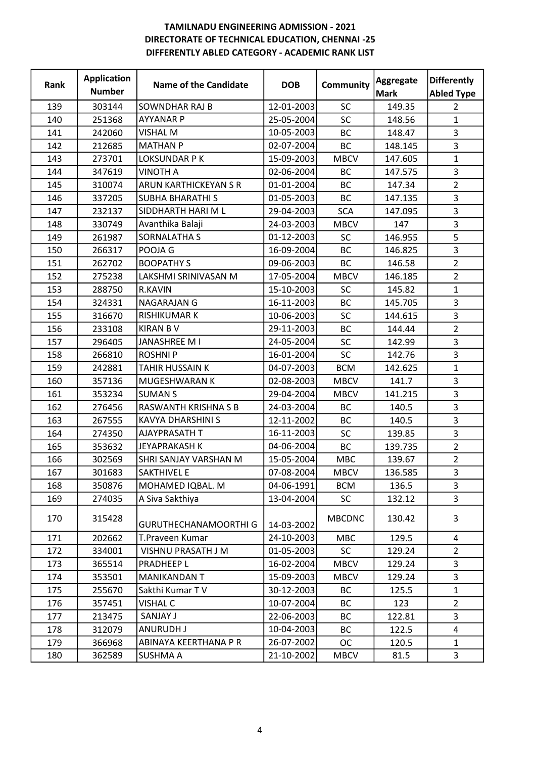**TAMILNADU ENGINEERING ADMISSION - 2021**
**DIRECTORATE OF TECHNICAL EDUCATION, CHENNAI -25**
**DIFFERENTLY ABLED CATEGORY - ACADEMIC RANK LIST**

| Rank | Application Number | Name of the Candidate | DOB | Community | Aggregate Mark | Differently Abled Type |
|---|---|---|---|---|---|---|
| 139 | 303144 | SOWNDHAR RAJ B | 12-01-2003 | SC | 149.35 | 2 |
| 140 | 251368 | AYYANAR P | 25-05-2004 | SC | 148.56 | 1 |
| 141 | 242060 | VISHAL M | 10-05-2003 | BC | 148.47 | 3 |
| 142 | 212685 | MATHAN P | 02-07-2004 | BC | 148.145 | 3 |
| 143 | 273701 | LOKSUNDAR P K | 15-09-2003 | MBCV | 147.605 | 1 |
| 144 | 347619 | VINOTH A | 02-06-2004 | BC | 147.575 | 3 |
| 145 | 310074 | ARUN KARTHICKEYAN S R | 01-01-2004 | BC | 147.34 | 2 |
| 146 | 337205 | SUBHA BHARATHI S | 01-05-2003 | BC | 147.135 | 3 |
| 147 | 232137 | SIDDHARTH HARI M L | 29-04-2003 | SCA | 147.095 | 3 |
| 148 | 330749 | Avanthika Balaji | 24-03-2003 | MBCV | 147 | 3 |
| 149 | 261987 | SORNALATHA S | 01-12-2003 | SC | 146.955 | 5 |
| 150 | 266317 | POOJA G | 16-09-2004 | BC | 146.825 | 3 |
| 151 | 262702 | BOOPATHY S | 09-06-2003 | BC | 146.58 | 2 |
| 152 | 275238 | LAKSHMI SRINIVASAN M | 17-05-2004 | MBCV | 146.185 | 2 |
| 153 | 288750 | R.KAVIN | 15-10-2003 | SC | 145.82 | 1 |
| 154 | 324331 | NAGARAJAN G | 16-11-2003 | BC | 145.705 | 3 |
| 155 | 316670 | RISHIKUMAR K | 10-06-2003 | SC | 144.615 | 3 |
| 156 | 233108 | KIRAN B V | 29-11-2003 | BC | 144.44 | 2 |
| 157 | 296405 | JANASHREE M I | 24-05-2004 | SC | 142.99 | 3 |
| 158 | 266810 | ROSHNI P | 16-01-2004 | SC | 142.76 | 3 |
| 159 | 242881 | TAHIR HUSSAIN K | 04-07-2003 | BCM | 142.625 | 1 |
| 160 | 357136 | MUGESHWARAN K | 02-08-2003 | MBCV | 141.7 | 3 |
| 161 | 353234 | SUMAN S | 29-04-2004 | MBCV | 141.215 | 3 |
| 162 | 276456 | RASWANTH KRISHNA S B | 24-03-2004 | BC | 140.5 | 3 |
| 163 | 267555 | KAVYA DHARSHINI S | 12-11-2002 | BC | 140.5 | 3 |
| 164 | 274350 | AJAYPRASATH T | 16-11-2003 | SC | 139.85 | 3 |
| 165 | 353632 | JEYAPRAKASH K | 04-06-2004 | BC | 139.735 | 2 |
| 166 | 302569 | SHRI SANJAY VARSHAN M | 15-05-2004 | MBC | 139.67 | 2 |
| 167 | 301683 | SAKTHIVEL E | 07-08-2004 | MBCV | 136.585 | 3 |
| 168 | 350876 | MOHAMED IQBAL. M | 04-06-1991 | BCM | 136.5 | 3 |
| 169 | 274035 | A Siva Sakthiya | 13-04-2004 | SC | 132.12 | 3 |
| 170 | 315428 | GURUTHECHANAMOORTHI G | 14-03-2002 | MBCDNC | 130.42 | 3 |
| 171 | 202662 | T.Praveen Kumar | 24-10-2003 | MBC | 129.5 | 4 |
| 172 | 334001 | VISHNU PRASATH J M | 01-05-2003 | SC | 129.24 | 2 |
| 173 | 365514 | PRADHEEP L | 16-02-2004 | MBCV | 129.24 | 3 |
| 174 | 353501 | MANIKANDAN T | 15-09-2003 | MBCV | 129.24 | 3 |
| 175 | 255670 | Sakthi Kumar T V | 30-12-2003 | BC | 125.5 | 1 |
| 176 | 357451 | VISHAL C | 10-07-2004 | BC | 123 | 2 |
| 177 | 213475 | SANJAY J | 22-06-2003 | BC | 122.81 | 3 |
| 178 | 312079 | ANURUDH J | 10-04-2003 | BC | 122.5 | 4 |
| 179 | 366968 | ABINAYA KEERTHANA P R | 26-07-2002 | OC | 120.5 | 1 |
| 180 | 362589 | SUSHMA A | 21-10-2002 | MBCV | 81.5 | 3 |